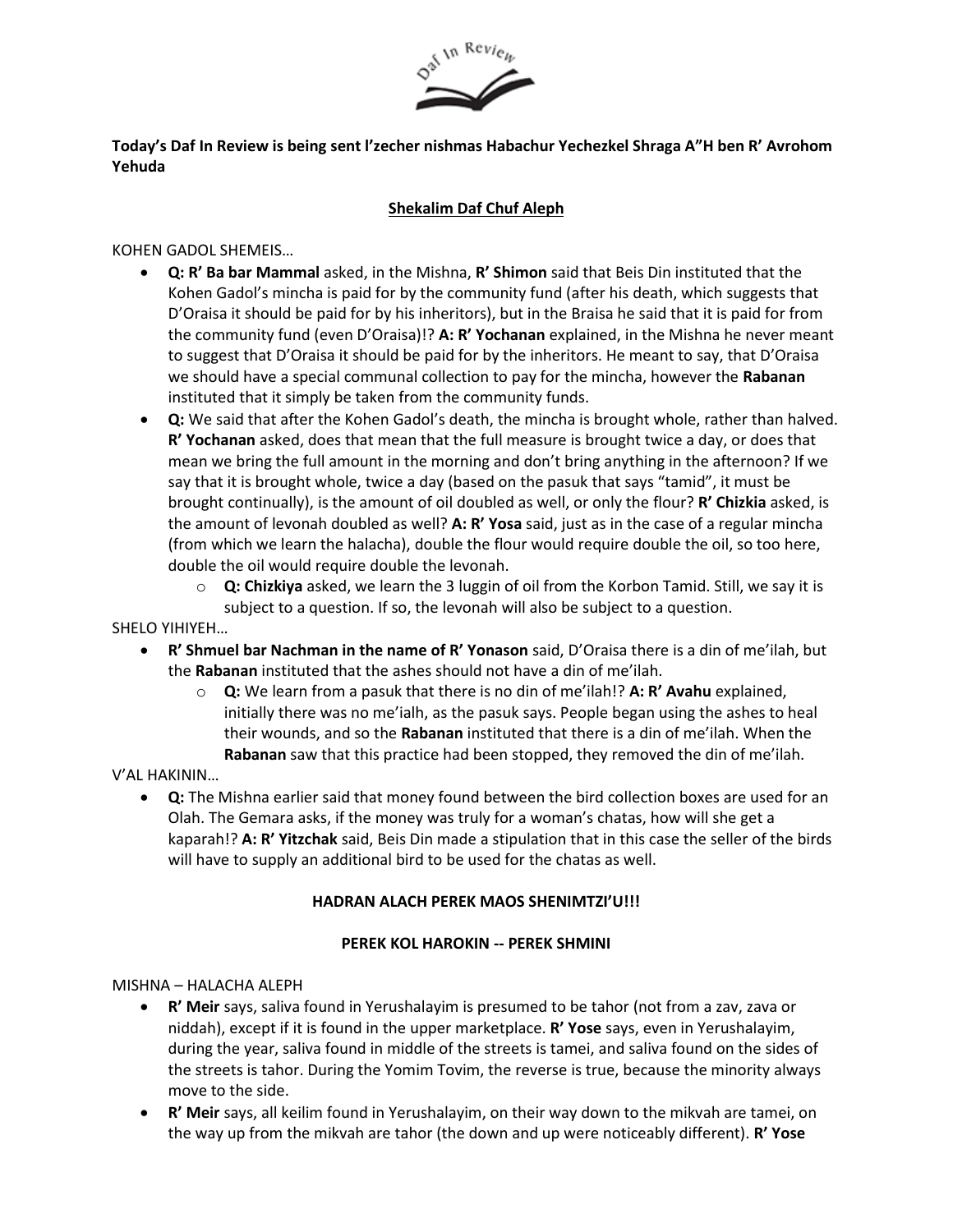**Today's Daf In Review is being sent l'zecher nishmas Habachur Yechezkel Shraga A"H ben R' Avrohom Yehuda**

**Shekalim Daf Chuf Aleph**

KOHEN GADOL SHEMEIS…

- **Q: R' Ba bar Mammal** asked, in the Mishna, **R' Shimon** said that Beis Din instituted that the Kohen Gadol's mincha is paid for by the community fund (after his death, which suggests that D'Oraisa it should be paid for by his inheritors), but in the Braisa he said that it is paid for from the community fund (even D'Oraisa)!? **A: R' Yochanan** explained, in the Mishna he never meant to suggest that D'Oraisa it should be paid for by the inheritors. He meant to say, that D'Oraisa we should have a special communal collection to pay for the mincha, however the **Rabanan** instituted that it simply be taken from the community funds.
- **Q:** We said that after the Kohen Gadol's death, the mincha is brought whole, rather than halved. **R' Yochanan** asked, does that mean that the full measure is brought twice a day, or does that mean we bring the full amount in the morning and don't bring anything in the afternoon? If we say that it is brought whole, twice a day (based on the pasuk that says "tamid", it must be brought continually), is the amount of oil doubled as well, or only the flour? **R' Chizkia** asked, is the amount of levonah doubled as well? **A: R' Yosa** said, just as in the case of a regular mincha (from which we learn the halacha), double the flour would require double the oil, so too here, double the oil would require double the levonah.
  - **Q: Chizkiya** asked, we learn the 3 luggin of oil from the Korbon Tamid. Still, we say it is subject to a question. If so, the levonah will also be subject to a question.

SHELO YIHIYEH…

- **R' Shmuel bar Nachman in the name of R' Yonason** said, D'Oraisa there is a din of me'ilah, but the **Rabanan** instituted that the ashes should not have a din of me'ilah.
  - **Q:** We learn from a pasuk that there is no din of me'ilah!? **A: R' Avahu** explained, initially there was no me'ialh, as the pasuk says. People began using the ashes to heal their wounds, and so the **Rabanan** instituted that there is a din of me'ilah. When the **Rabanan** saw that this practice had been stopped, they removed the din of me'ilah.

V'AL HAKININ…

- **Q:** The Mishna earlier said that money found between the bird collection boxes are used for an Olah. The Gemara asks, if the money was truly for a woman's chatas, how will she get a kaparah!? **A: R' Yitzchak** said, Beis Din made a stipulation that in this case the seller of the birds will have to supply an additional bird to be used for the chatas as well.

**HADRAN ALACH PEREK MAOS SHENIMTZI'U!!!**

**PEREK KOL HAROKIN -- PEREK SHMINI**

MISHNA – HALACHA ALEPH

- **R' Meir** says, saliva found in Yerushalayim is presumed to be tahor (not from a zav, zava or niddah), except if it is found in the upper marketplace. **R' Yose** says, even in Yerushalayim, during the year, saliva found in middle of the streets is tamei, and saliva found on the sides of the streets is tahor. During the Yomim Tovim, the reverse is true, because the minority always move to the side.
- **R' Meir** says, all keilim found in Yerushalayim, on their way down to the mikvah are tamei, on the way up from the mikvah are tahor (the down and up were noticeably different). **R' Yose**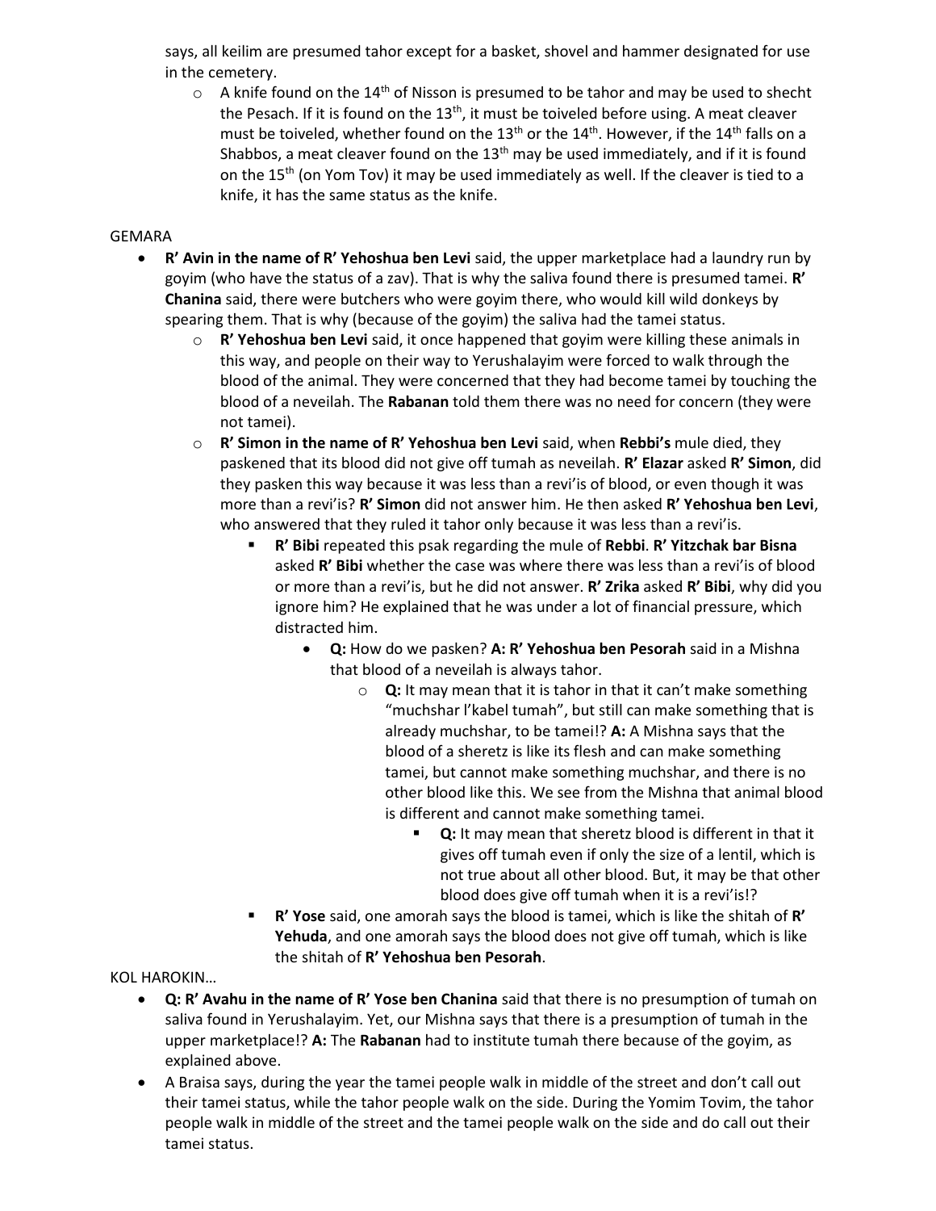says, all keilim are presumed tahor except for a basket, shovel and hammer designated for use in the cemetery.

- A knife found on the 14th of Nisson is presumed to be tahor and may be used to shecht the Pesach. If it is found on the 13th, it must be toiveled before using. A meat cleaver must be toiveled, whether found on the 13th or the 14th. However, if the 14th falls on a Shabbos, a meat cleaver found on the 13th may be used immediately, and if it is found on the 15th (on Yom Tov) it may be used immediately as well. If the cleaver is tied to a knife, it has the same status as the knife.

GEMARA

- **R' Avin in the name of R' Yehoshua ben Levi** said, the upper marketplace had a laundry run by goyim (who have the status of a zav). That is why the saliva found there is presumed tamei. **R' Chanina** said, there were butchers who were goyim there, who would kill wild donkeys by spearing them. That is why (because of the goyim) the saliva had the tamei status.
  - **R' Yehoshua ben Levi** said, it once happened that goyim were killing these animals in this way, and people on their way to Yerushalayim were forced to walk through the blood of the animal. They were concerned that they had become tamei by touching the blood of a neveilah. The **Rabanan** told them there was no need for concern (they were not tamei).
  - **R' Simon in the name of R' Yehoshua ben Levi** said, when **Rebbi's** mule died, they paskened that its blood did not give off tumah as neveilah. **R' Elazar** asked **R' Simon**, did they pasken this way because it was less than a revi'is of blood, or even though it was more than a revi'is? **R' Simon** did not answer him. He then asked **R' Yehoshua ben Levi**, who answered that they ruled it tahor only because it was less than a revi'is.
    - **R' Bibi** repeated this psak regarding the mule of **Rebbi**. **R' Yitzchak bar Bisna** asked **R' Bibi** whether the case was where there was less than a revi'is of blood or more than a revi'is, but he did not answer. **R' Zrika** asked **R' Bibi**, why did you ignore him? He explained that he was under a lot of financial pressure, which distracted him.
      - **Q:** How do we pasken? **A: R' Yehoshua ben Pesorah** said in a Mishna that blood of a neveilah is always tahor.
        - **Q:** It may mean that it is tahor in that it can't make something "muchshar l'kabel tumah", but still can make something that is already muchshar, to be tamei!? **A:** A Mishna says that the blood of a sheretz is like its flesh and can make something tamei, but cannot make something muchshar, and there is no other blood like this. We see from the Mishna that animal blood is different and cannot make something tamei.
          - **Q:** It may mean that sheretz blood is different in that it gives off tumah even if only the size of a lentil, which is not true about all other blood. But, it may be that other blood does give off tumah when it is a revi'is!?
    - **R' Yose** said, one amorah says the blood is tamei, which is like the shitah of **R' Yehuda**, and one amorah says the blood does not give off tumah, which is like the shitah of **R' Yehoshua ben Pesorah**.

KOL HAROKIN…

- **Q: R' Avahu in the name of R' Yose ben Chanina** said that there is no presumption of tumah on saliva found in Yerushalayim. Yet, our Mishna says that there is a presumption of tumah in the upper marketplace!? **A:** The **Rabanan** had to institute tumah there because of the goyim, as explained above.
- A Braisa says, during the year the tamei people walk in middle of the street and don't call out their tamei status, while the tahor people walk on the side. During the Yomim Tovim, the tahor people walk in middle of the street and the tamei people walk on the side and do call out their tamei status.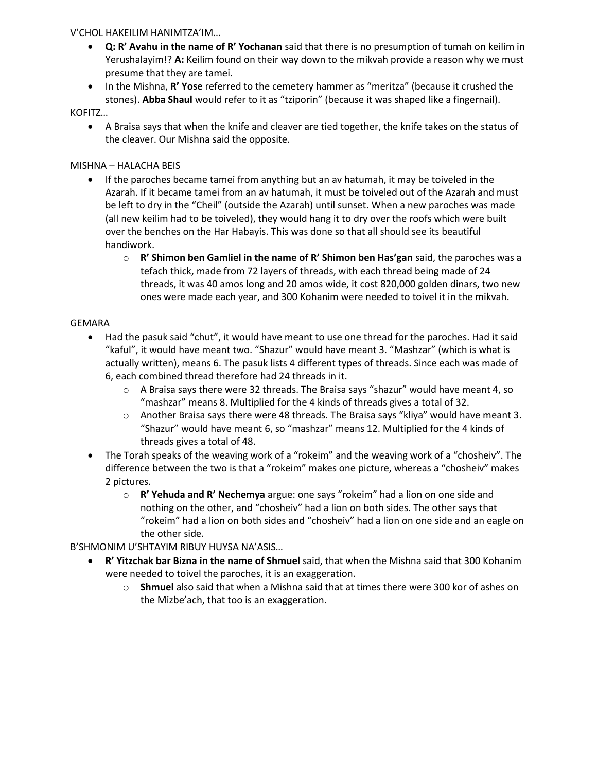V'CHOL HAKEILIM HANIMTZA'IM…

- **Q: R' Avahu in the name of R' Yochanan** said that there is no presumption of tumah on keilim in Yerushalayim!? **A:** Keilim found on their way down to the mikvah provide a reason why we must presume that they are tamei.
- In the Mishna, **R' Yose** referred to the cemetery hammer as "meritza" (because it crushed the stones). **Abba Shaul** would refer to it as "tziporin" (because it was shaped like a fingernail).

KOFITZ…

- A Braisa says that when the knife and cleaver are tied together, the knife takes on the status of the cleaver. Our Mishna said the opposite.

MISHNA – HALACHA BEIS

- If the paroches became tamei from anything but an av hatumah, it may be toiveled in the Azarah. If it became tamei from an av hatumah, it must be toiveled out of the Azarah and must be left to dry in the "Cheil" (outside the Azarah) until sunset. When a new paroches was made (all new keilim had to be toiveled), they would hang it to dry over the roofs which were built over the benches on the Har Habayis. This was done so that all should see its beautiful handiwork.
  - **R' Shimon ben Gamliel in the name of R' Shimon ben Has'gan** said, the paroches was a tefach thick, made from 72 layers of threads, with each thread being made of 24 threads, it was 40 amos long and 20 amos wide, it cost 820,000 golden dinars, two new ones were made each year, and 300 Kohanim were needed to toivel it in the mikvah.

GEMARA

- Had the pasuk said "chut", it would have meant to use one thread for the paroches. Had it said "kaful", it would have meant two. "Shazur" would have meant 3. "Mashzar" (which is what is actually written), means 6. The pasuk lists 4 different types of threads. Since each was made of 6, each combined thread therefore had 24 threads in it.
  - A Braisa says there were 32 threads. The Braisa says "shazur" would have meant 4, so "mashzar" means 8. Multiplied for the 4 kinds of threads gives a total of 32.
  - Another Braisa says there were 48 threads. The Braisa says "kliya" would have meant 3. "Shazur" would have meant 6, so "mashzar" means 12. Multiplied for the 4 kinds of threads gives a total of 48.
- The Torah speaks of the weaving work of a "rokeim" and the weaving work of a "chosheiv". The difference between the two is that a "rokeim" makes one picture, whereas a "chosheiv" makes 2 pictures.
  - **R' Yehuda and R' Nechemya** argue: one says "rokeim" had a lion on one side and nothing on the other, and "chosheiv" had a lion on both sides. The other says that "rokeim" had a lion on both sides and "chosheiv" had a lion on one side and an eagle on the other side.

B'SHMONIM U'SHTAYIM RIBUY HUYSA NA'ASIS…

- **R' Yitzchak bar Bizna in the name of Shmuel** said, that when the Mishna said that 300 Kohanim were needed to toivel the paroches, it is an exaggeration.
  - **Shmuel** also said that when a Mishna said that at times there were 300 kor of ashes on the Mizbe'ach, that too is an exaggeration.